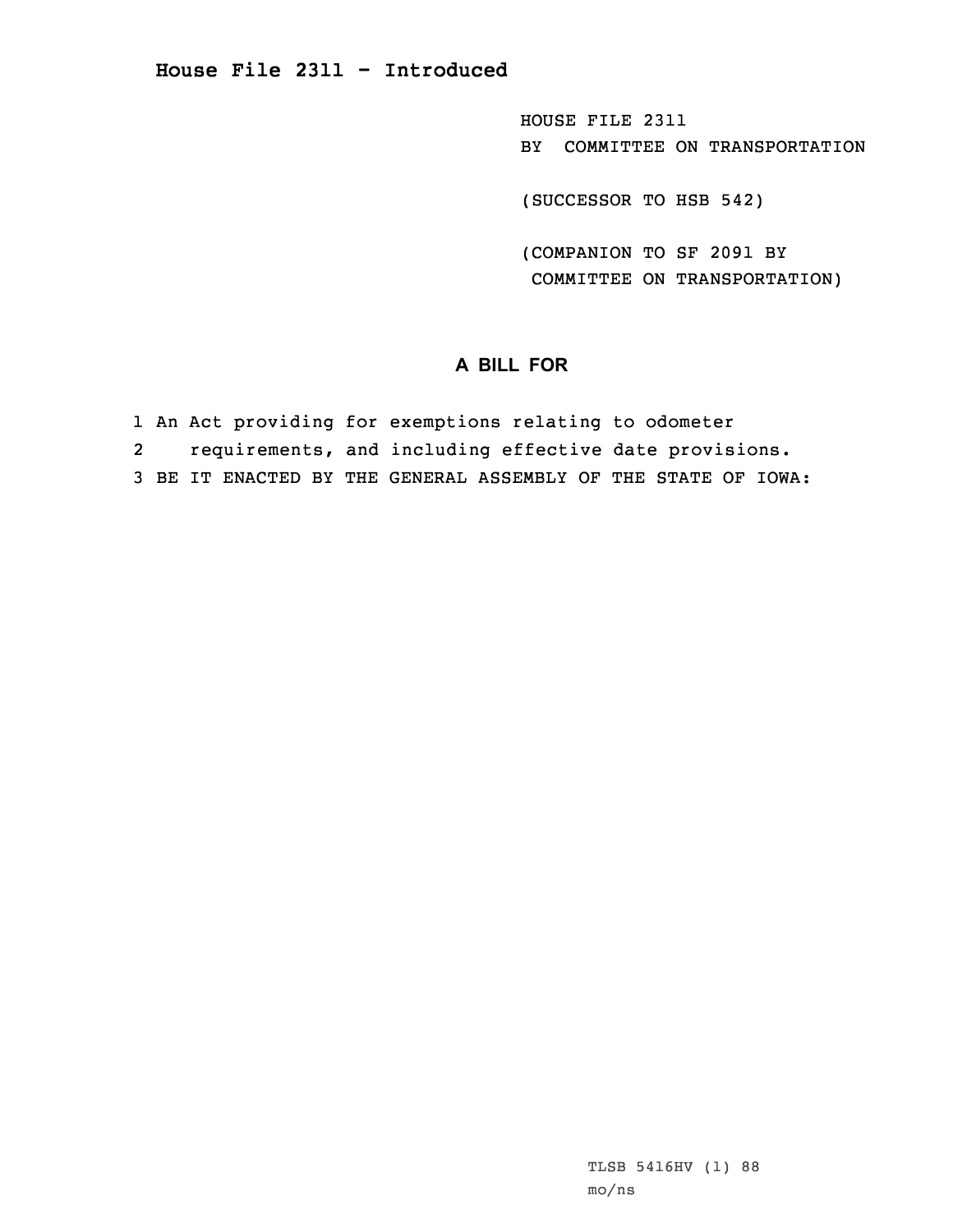# House File 2311 - Introduced

HOUSE FILE 2311
BY COMMITTEE ON TRANSPORTATION

(SUCCESSOR TO HSB 542)

(COMPANION TO SF 2091 BY COMMITTEE ON TRANSPORTATION)

## A BILL FOR

1 An Act providing for exemptions relating to odometer
2 requirements, and including effective date provisions.
3 BE IT ENACTED BY THE GENERAL ASSEMBLY OF THE STATE OF IOWA:

TLSB 5416HV (1) 88
mo/ns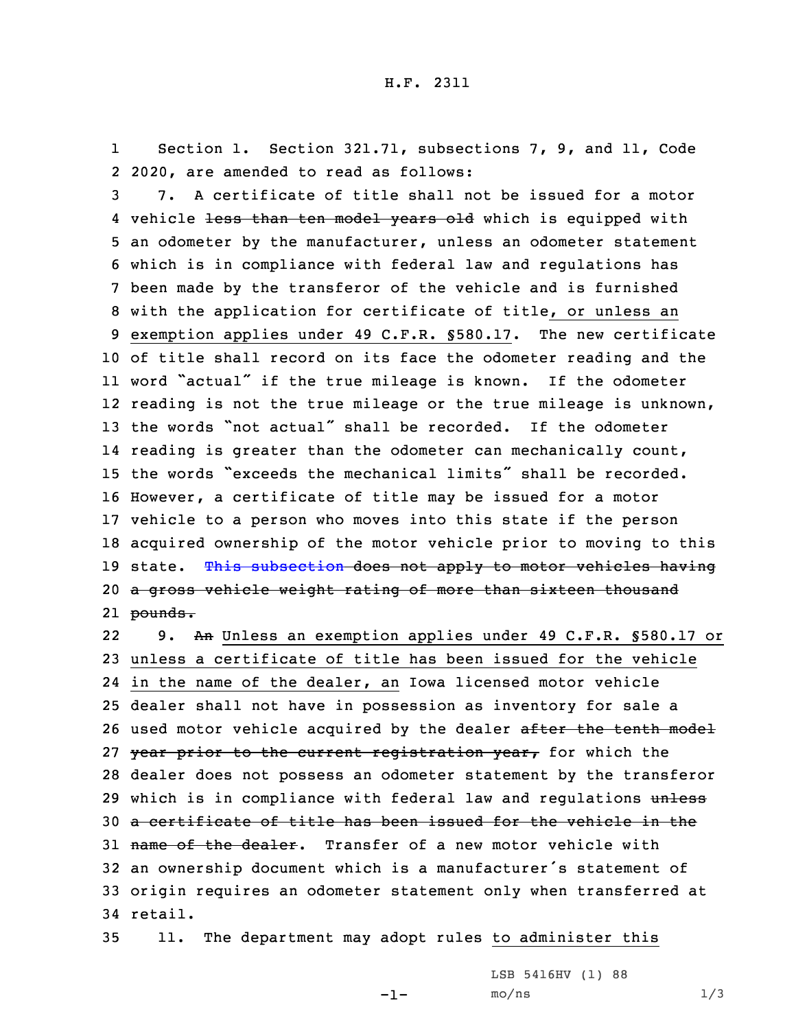H.F. 2311

1 Section 1. Section 321.71, subsections 7, 9, and 11, Code
2 2020, are amended to read as follows:

3 7. A certificate of title shall not be issued for a motor
4 vehicle ~~less than ten model years old~~ which is equipped with
5 an odometer by the manufacturer, unless an odometer statement
6 which is in compliance with federal law and regulations has
7 been made by the transferor of the vehicle and is furnished
8 with the application for certificate of title, or unless an
9 exemption applies under 49 C.F.R. §580.17. The new certificate
10 of title shall record on its face the odometer reading and the
11 word "actual" if the true mileage is known. If the odometer
12 reading is not the true mileage or the true mileage is unknown,
13 the words "not actual" shall be recorded. If the odometer
14 reading is greater than the odometer can mechanically count,
15 the words "exceeds the mechanical limits" shall be recorded.
16 However, a certificate of title may be issued for a motor
17 vehicle to a person who moves into this state if the person
18 acquired ownership of the motor vehicle prior to moving to this
19 state. ~~This subsection does not apply to motor vehicles having~~
20 ~~a gross vehicle weight rating of more than sixteen thousand~~
21 ~~pounds.~~

22 9. ~~An~~ Unless an exemption applies under 49 C.F.R. §580.17 or
23 unless a certificate of title has been issued for the vehicle
24 in the name of the dealer, an Iowa licensed motor vehicle
25 dealer shall not have in possession as inventory for sale a
26 used motor vehicle acquired by the dealer ~~after the tenth model~~
27 ~~year prior to the current registration year,~~ for which the
28 dealer does not possess an odometer statement by the transferor
29 which is in compliance with federal law and regulations ~~unless~~
30 ~~a certificate of title has been issued for the vehicle in the~~
31 ~~name of the dealer~~. Transfer of a new motor vehicle with
32 an ownership document which is a manufacturer's statement of
33 origin requires an odometer statement only when transferred at
34 retail.

35 11. The department may adopt rules to administer this

LSB 5416HV (1) 88
mo/ns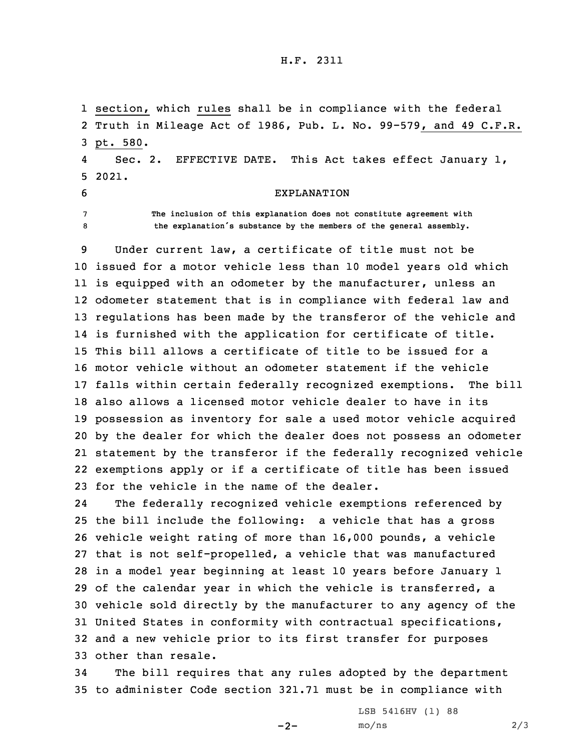section, which rules shall be in compliance with the federal Truth in Mileage Act of 1986, Pub. L. No. 99-579, and 49 C.F.R. pt. 580.

Sec. 2. EFFECTIVE DATE. This Act takes effect January 1, 2021.

EXPLANATION

The inclusion of this explanation does not constitute agreement with the explanation's substance by the members of the general assembly.

Under current law, a certificate of title must not be issued for a motor vehicle less than 10 model years old which is equipped with an odometer by the manufacturer, unless an odometer statement that is in compliance with federal law and regulations has been made by the transferor of the vehicle and is furnished with the application for certificate of title. This bill allows a certificate of title to be issued for a motor vehicle without an odometer statement if the vehicle falls within certain federally recognized exemptions. The bill also allows a licensed motor vehicle dealer to have in its possession as inventory for sale a used motor vehicle acquired by the dealer for which the dealer does not possess an odometer statement by the transferor if the federally recognized vehicle exemptions apply or if a certificate of title has been issued for the vehicle in the name of the dealer.

The federally recognized vehicle exemptions referenced by the bill include the following: a vehicle that has a gross vehicle weight rating of more than 16,000 pounds, a vehicle that is not self-propelled, a vehicle that was manufactured in a model year beginning at least 10 years before January 1 of the calendar year in which the vehicle is transferred, a vehicle sold directly by the manufacturer to any agency of the United States in conformity with contractual specifications, and a new vehicle prior to its first transfer for purposes other than resale.

The bill requires that any rules adopted by the department to administer Code section 321.71 must be in compliance with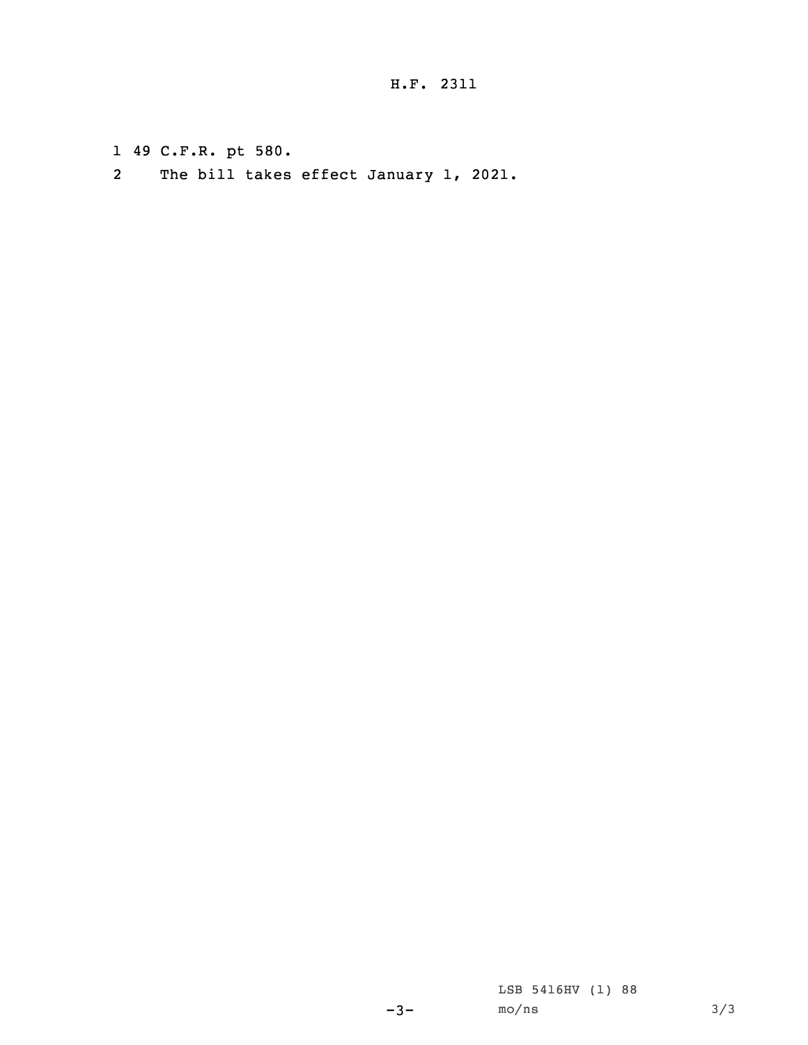49 C.F.R. pt 580.

The bill takes effect January 1, 2021.